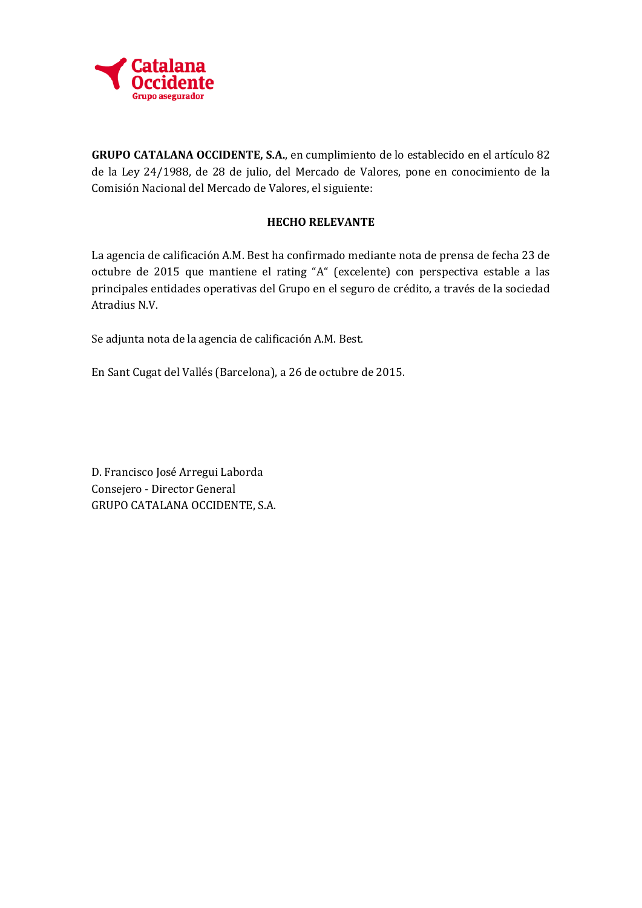**GRUPO CATALANA OCCIDENTE, S.A.**, en cumplimiento de lo establecido en el artículo 82 de la Ley 24/1988, de 28 de julio, del Mercado de Valores, pone en conocimiento de la Comisión Nacional del Mercado de Valores, el siguiente:

**HECHO RELEVANTE**

La agencia de calificación A.M. Best ha confirmado mediante nota de prensa de fecha 23 de octubre de 2015 que mantiene el rating "A" (excelente) con perspectiva estable a las principales entidades operativas del Grupo en el seguro de crédito, a través de la sociedad Atradius N.V.

Se adjunta nota de la agencia de calificación A.M. Best.

En Sant Cugat del Vallés (Barcelona), a 26 de octubre de 2015.

D. Francisco José Arregui Laborda
Consejero - Director General
GRUPO CATALANA OCCIDENTE, S.A.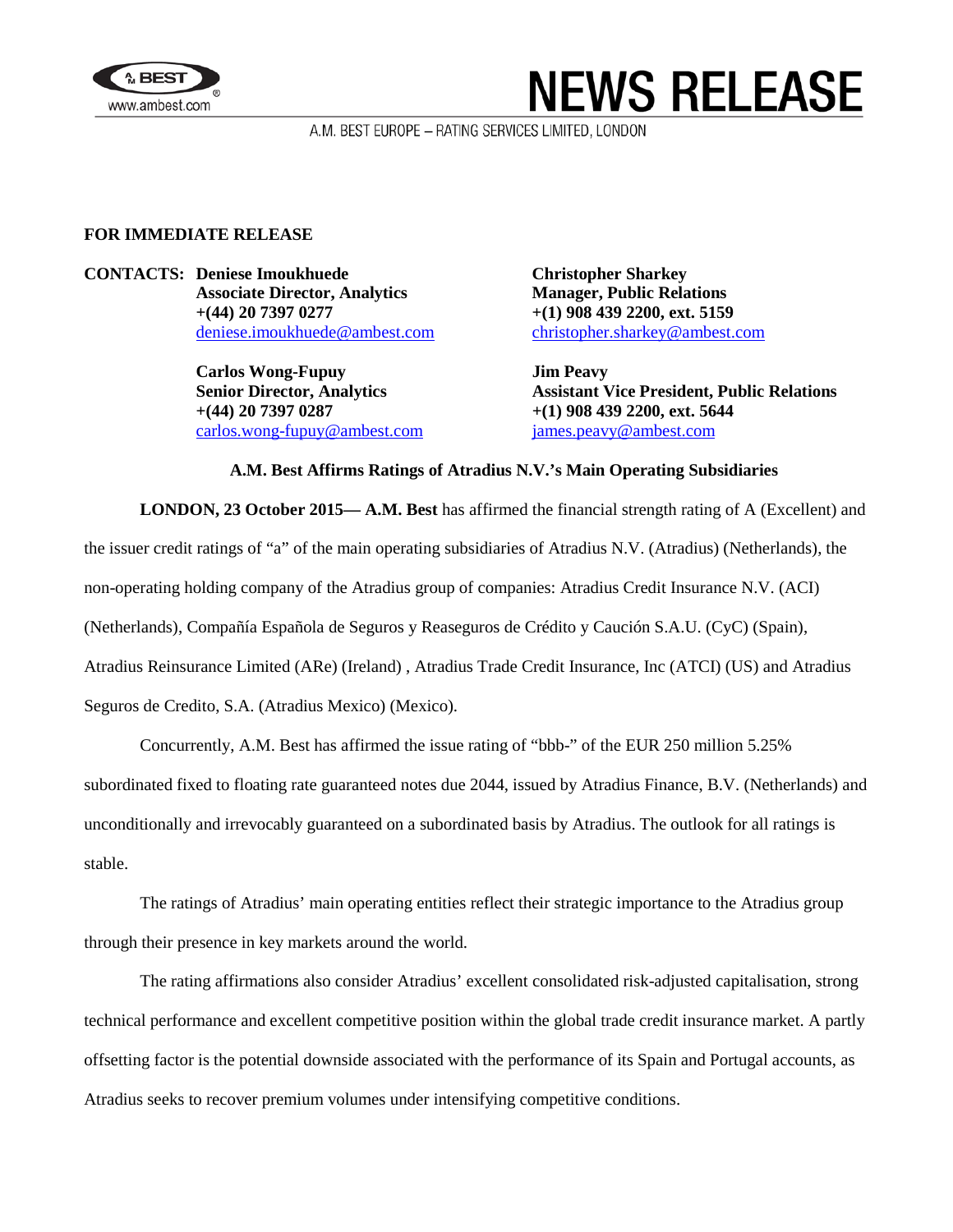**NEWS RELEASE**

A.M. BEST EUROPE – RATING SERVICES LIMITED, LONDON

**FOR IMMEDIATE RELEASE**

**CONTACTS:**

**Deniese Imoukhuede**
**Associate Director, Analytics**
**+(44) 20 7397 0277**
deniese.imoukhuede@ambest.com

**Carlos Wong-Fupuy**
**Senior Director, Analytics**
**+(44) 20 7397 0287**
carlos.wong-fupuy@ambest.com

**Christopher Sharkey**
**Manager, Public Relations**
**+(1) 908 439 2200, ext. 5159**
christopher.sharkey@ambest.com

**Jim Peavy**
**Assistant Vice President, Public Relations**
**+(1) 908 439 2200, ext. 5644**
james.peavy@ambest.com

**A.M. Best Affirms Ratings of Atradius N.V.'s Main Operating Subsidiaries**

**LONDON, 23 October 2015— A.M. Best** has affirmed the financial strength rating of A (Excellent) and the issuer credit ratings of "a" of the main operating subsidiaries of Atradius N.V. (Atradius) (Netherlands), the non-operating holding company of the Atradius group of companies: Atradius Credit Insurance N.V. (ACI) (Netherlands), Compañía Española de Seguros y Reaseguros de Crédito y Caución S.A.U. (CyC) (Spain), Atradius Reinsurance Limited (ARe) (Ireland) , Atradius Trade Credit Insurance, Inc (ATCI) (US) and Atradius Seguros de Credito, S.A. (Atradius Mexico) (Mexico).

Concurrently, A.M. Best has affirmed the issue rating of "bbb-" of the EUR 250 million 5.25% subordinated fixed to floating rate guaranteed notes due 2044, issued by Atradius Finance, B.V. (Netherlands) and unconditionally and irrevocably guaranteed on a subordinated basis by Atradius. The outlook for all ratings is stable.

The ratings of Atradius' main operating entities reflect their strategic importance to the Atradius group through their presence in key markets around the world.

The rating affirmations also consider Atradius' excellent consolidated risk-adjusted capitalisation, strong technical performance and excellent competitive position within the global trade credit insurance market. A partly offsetting factor is the potential downside associated with the performance of its Spain and Portugal accounts, as Atradius seeks to recover premium volumes under intensifying competitive conditions.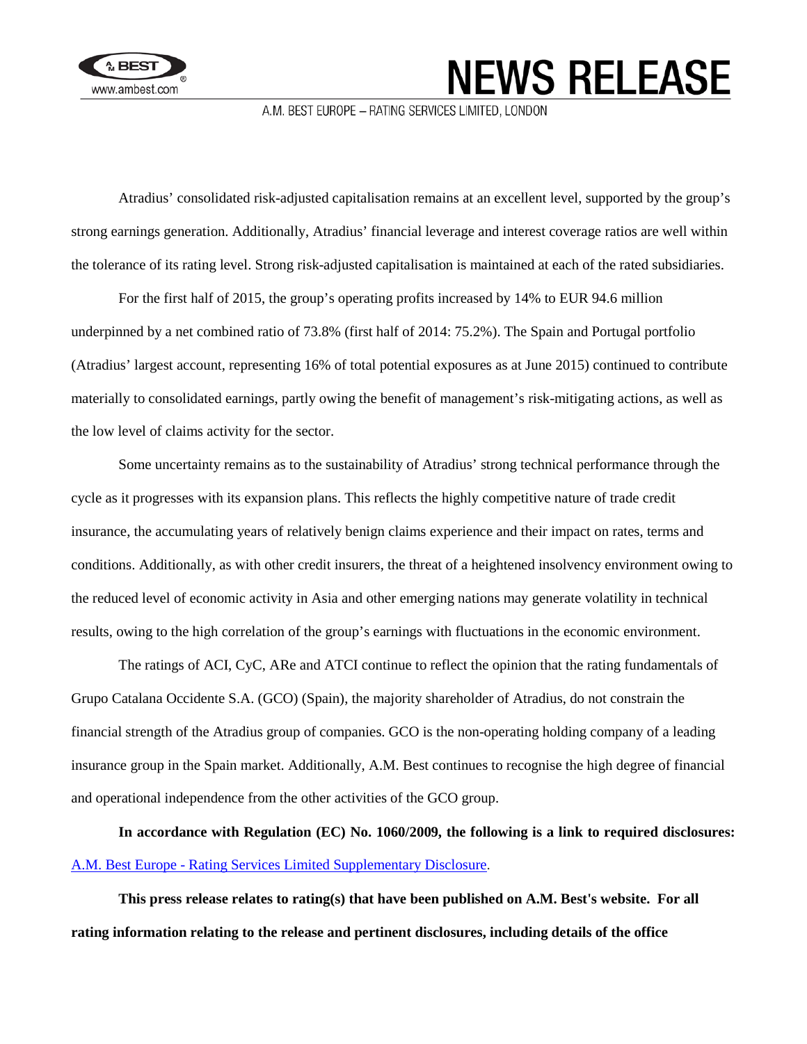Atradius' consolidated risk-adjusted capitalisation remains at an excellent level, supported by the group's strong earnings generation. Additionally, Atradius' financial leverage and interest coverage ratios are well within the tolerance of its rating level. Strong risk-adjusted capitalisation is maintained at each of the rated subsidiaries.

For the first half of 2015, the group's operating profits increased by 14% to EUR 94.6 million underpinned by a net combined ratio of 73.8% (first half of 2014: 75.2%). The Spain and Portugal portfolio (Atradius' largest account, representing 16% of total potential exposures as at June 2015) continued to contribute materially to consolidated earnings, partly owing the benefit of management's risk-mitigating actions, as well as the low level of claims activity for the sector.

Some uncertainty remains as to the sustainability of Atradius' strong technical performance through the cycle as it progresses with its expansion plans. This reflects the highly competitive nature of trade credit insurance, the accumulating years of relatively benign claims experience and their impact on rates, terms and conditions. Additionally, as with other credit insurers, the threat of a heightened insolvency environment owing to the reduced level of economic activity in Asia and other emerging nations may generate volatility in technical results, owing to the high correlation of the group's earnings with fluctuations in the economic environment.

The ratings of ACI, CyC, ARe and ATCI continue to reflect the opinion that the rating fundamentals of Grupo Catalana Occidente S.A. (GCO) (Spain), the majority shareholder of Atradius, do not constrain the financial strength of the Atradius group of companies. GCO is the non-operating holding company of a leading insurance group in the Spain market. Additionally, A.M. Best continues to recognise the high degree of financial and operational independence from the other activities of the GCO group.

**In accordance with Regulation (EC) No. 1060/2009, the following is a link to required disclosures:** A.M. Best Europe - Rating Services Limited Supplementary Disclosure.

**This press release relates to rating(s) that have been published on A.M. Best's website. For all rating information relating to the release and pertinent disclosures, including details of the office**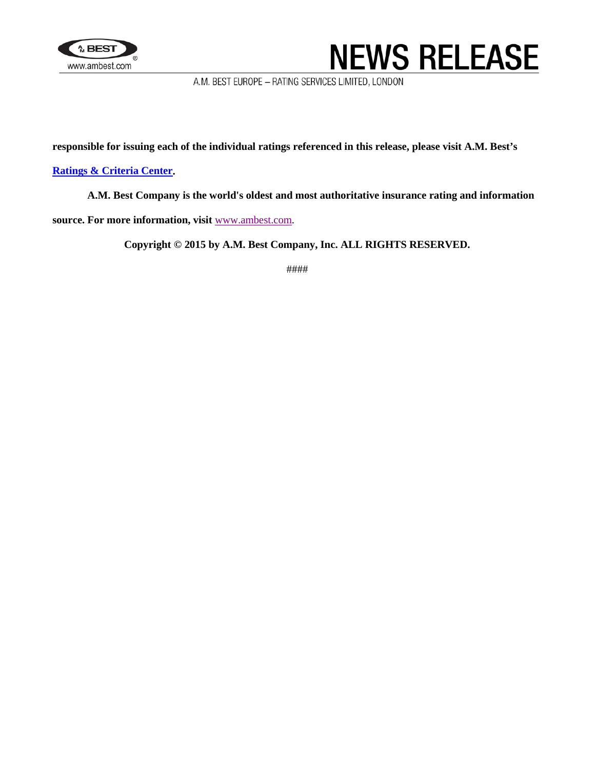**responsible for issuing each of the individual ratings referenced in this release, please visit A.M. Best's Ratings & Criteria Center.**

**A.M. Best Company is the world's oldest and most authoritative insurance rating and information source. For more information, visit** www.ambest.com.

**Copyright © 2015 by A.M. Best Company, Inc. ALL RIGHTS RESERVED.**

####